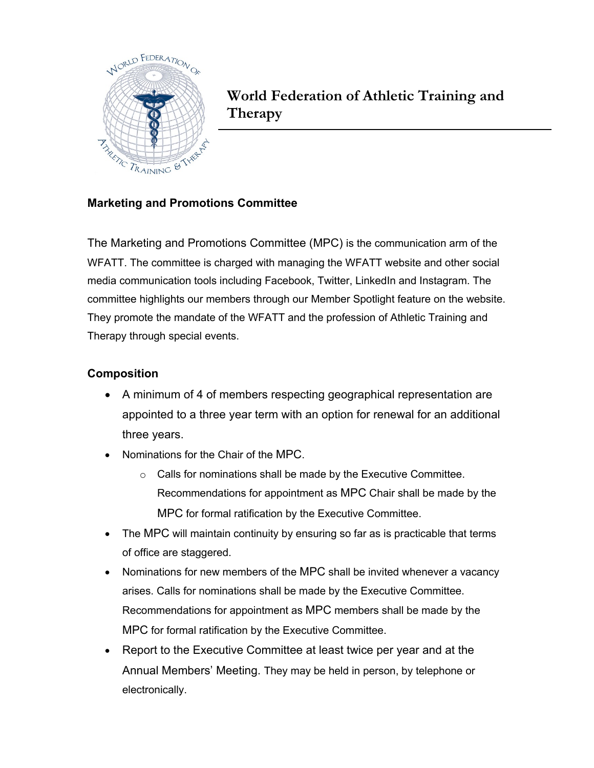# World Federation of Athletic Training and Therapy

## Marketing and Promotions Committee

The Marketing and Promotions Committee (MPC) is the communication arm of the WFATT. The committee is charged with managing the WFATT website and other social media communication tools including Facebook, Twitter, LinkedIn and Instagram. The committee highlights our members through our Member Spotlight feature on the website. They promote the mandate of the WFATT and the profession of Athletic Training and Therapy through special events.

### Composition

- A minimum of 4 of members respecting geographical representation are appointed to a three year term with an option for renewal for an additional three years.
- Nominations for the Chair of the MPC.
  - Calls for nominations shall be made by the Executive Committee. Recommendations for appointment as MPC Chair shall be made by the MPC for formal ratification by the Executive Committee.
- The MPC will maintain continuity by ensuring so far as is practicable that terms of office are staggered.
- Nominations for new members of the MPC shall be invited whenever a vacancy arises. Calls for nominations shall be made by the Executive Committee. Recommendations for appointment as MPC members shall be made by the MPC for formal ratification by the Executive Committee.
- Report to the Executive Committee at least twice per year and at the Annual Members' Meeting. They may be held in person, by telephone or electronically.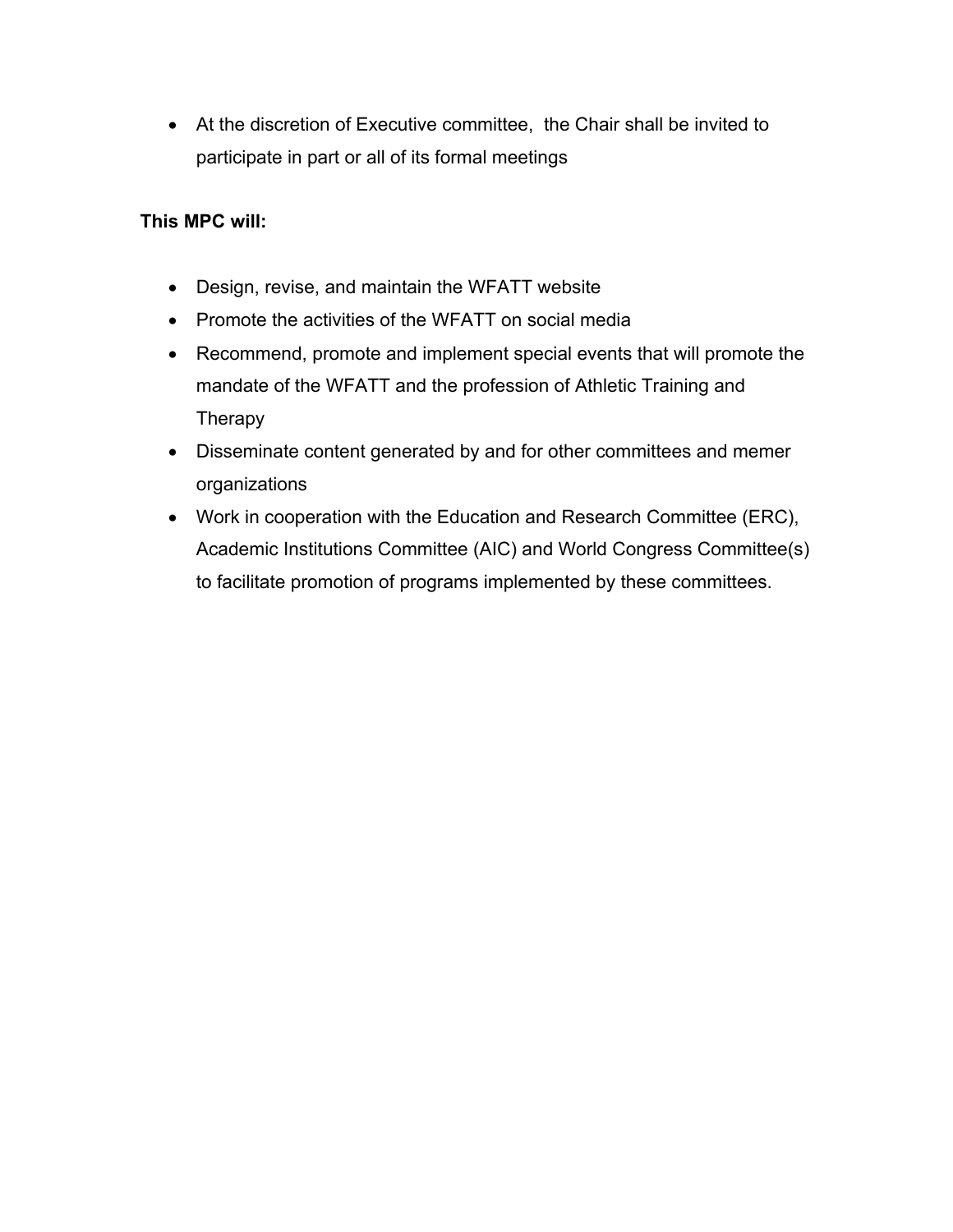- At the discretion of Executive committee,  the Chair shall be invited to participate in part or all of its formal meetings

**This MPC will:**

- Design, revise, and maintain the WFATT website
- Promote the activities of the WFATT on social media
- Recommend, promote and implement special events that will promote the mandate of the WFATT and the profession of Athletic Training and Therapy
- Disseminate content generated by and for other committees and memer organizations
- Work in cooperation with the Education and Research Committee (ERC), Academic Institutions Committee (AIC) and World Congress Committee(s) to facilitate promotion of programs implemented by these committees.